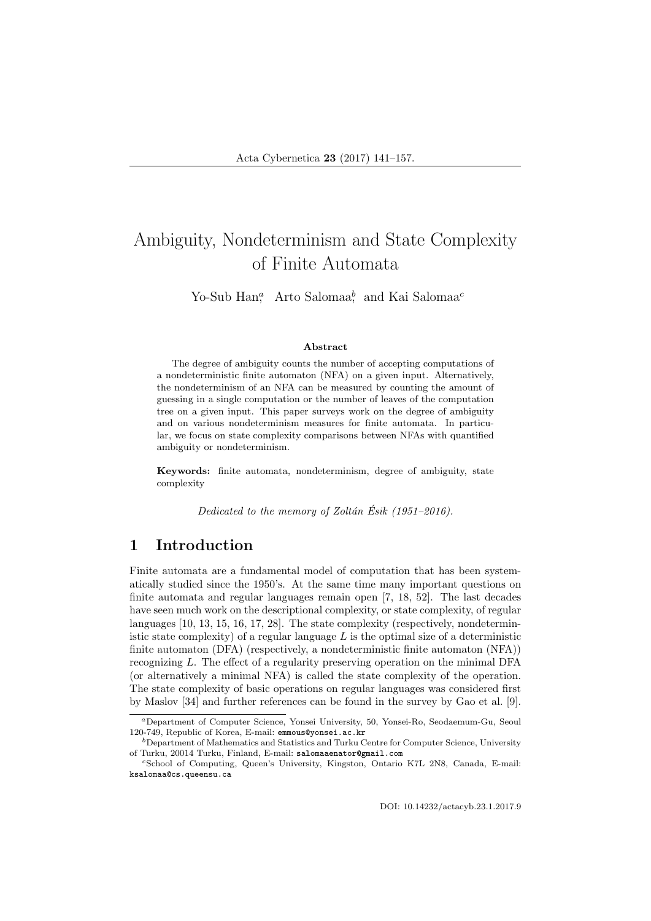# Ambiguity, Nondeterminism and State Complexity of Finite Automata

Yo-Sub Han[a], Arto Salomaa[b], and Kai Salomaa[c]

#### Abstract

The degree of ambiguity counts the number of accepting computations of a nondeterministic finite automaton (NFA) on a given input. Alternatively, the nondeterminism of an NFA can be measured by counting the amount of guessing in a single computation or the number of leaves of the computation tree on a given input. This paper surveys work on the degree of ambiguity and on various nondeterminism measures for finite automata. In particular, we focus on state complexity comparisons between NFAs with quantified ambiguity or nondeterminism.

**Keywords:** finite automata, nondeterminism, degree of ambiguity, state complexity

*Dedicated to the memory of Zoltán Ésik (1951–2016).*

## 1 Introduction

Finite automata are a fundamental model of computation that has been systematically studied since the 1950's. At the same time many important questions on finite automata and regular languages remain open [7, 18, 52]. The last decades have seen much work on the descriptional complexity, or state complexity, of regular languages [10, 13, 15, 16, 17, 28]. The state complexity (respectively, nondeterministic state complexity) of a regular language $L$ is the optimal size of a deterministic finite automaton (DFA) (respectively, a nondeterministic finite automaton (NFA)) recognizing $L$. The effect of a regularity preserving operation on the minimal DFA (or alternatively a minimal NFA) is called the state complexity of the operation. The state complexity of basic operations on regular languages was considered first by Maslov [34] and further references can be found in the survey by Gao et al. [9].

[a] Department of Computer Science, Yonsei University, 50, Yonsei-Ro, Seodaemum-Gu, Seoul 120-749, Republic of Korea, E-mail: emmous@yonsei.ac.kr

[b] Department of Mathematics and Statistics and Turku Centre for Computer Science, University of Turku, 20014 Turku, Finland, E-mail: salomaaenator@gmail.com

[c] School of Computing, Queen's University, Kingston, Ontario K7L 2N8, Canada, E-mail: ksalomaa@cs.queensu.ca

DOI: 10.14232/actacyb.23.1.2017.9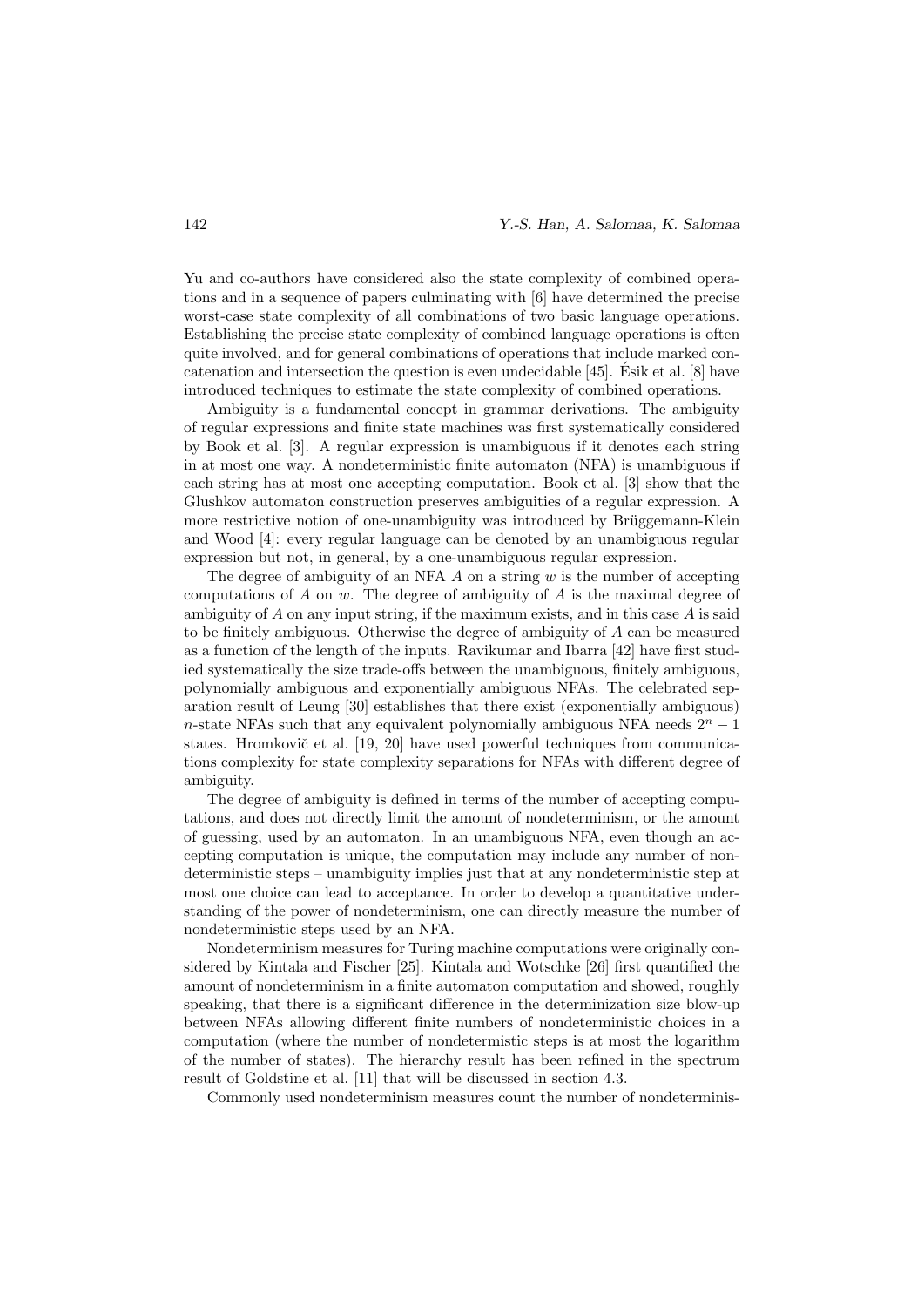Yu and co-authors have considered also the state complexity of combined operations and in a sequence of papers culminating with [6] have determined the precise worst-case state complexity of all combinations of two basic language operations. Establishing the precise state complexity of combined language operations is often quite involved, and for general combinations of operations that include marked concatenation and intersection the question is even undecidable [45]. Ésik et al. [8] have introduced techniques to estimate the state complexity of combined operations.

Ambiguity is a fundamental concept in grammar derivations. The ambiguity of regular expressions and finite state machines was first systematically considered by Book et al. [3]. A regular expression is unambiguous if it denotes each string in at most one way. A nondeterministic finite automaton (NFA) is unambiguous if each string has at most one accepting computation. Book et al. [3] show that the Glushkov automaton construction preserves ambiguities of a regular expression. A more restrictive notion of one-unambiguity was introduced by Brüggemann-Klein and Wood [4]: every regular language can be denoted by an unambiguous regular expression but not, in general, by a one-unambiguous regular expression.

The degree of ambiguity of an NFA $A$ on a string $w$ is the number of accepting computations of $A$ on $w$. The degree of ambiguity of $A$ is the maximal degree of ambiguity of $A$ on any input string, if the maximum exists, and in this case $A$ is said to be finitely ambiguous. Otherwise the degree of ambiguity of $A$ can be measured as a function of the length of the inputs. Ravikumar and Ibarra [42] have first studied systematically the size trade-offs between the unambiguous, finitely ambiguous, polynomially ambiguous and exponentially ambiguous NFAs. The celebrated separation result of Leung [30] establishes that there exist (exponentially ambiguous) $n$-state NFAs such that any equivalent polynomially ambiguous NFA needs $2^n - 1$ states. Hromkovič et al. [19, 20] have used powerful techniques from communications complexity for state complexity separations for NFAs with different degree of ambiguity.

The degree of ambiguity is defined in terms of the number of accepting computations, and does not directly limit the amount of nondeterminism, or the amount of guessing, used by an automaton. In an unambiguous NFA, even though an accepting computation is unique, the computation may include any number of nondeterministic steps – unambiguity implies just that at any nondeterministic step at most one choice can lead to acceptance. In order to develop a quantitative understanding of the power of nondeterminism, one can directly measure the number of nondeterministic steps used by an NFA.

Nondeterminism measures for Turing machine computations were originally considered by Kintala and Fischer [25]. Kintala and Wotschke [26] first quantified the amount of nondeterminism in a finite automaton computation and showed, roughly speaking, that there is a significant difference in the determinization size blow-up between NFAs allowing different finite numbers of nondeterministic choices in a computation (where the number of nondetermistic steps is at most the logarithm of the number of states). The hierarchy result has been refined in the spectrum result of Goldstine et al. [11] that will be discussed in section 4.3.

Commonly used nondeterminism measures count the number of nondeterminis-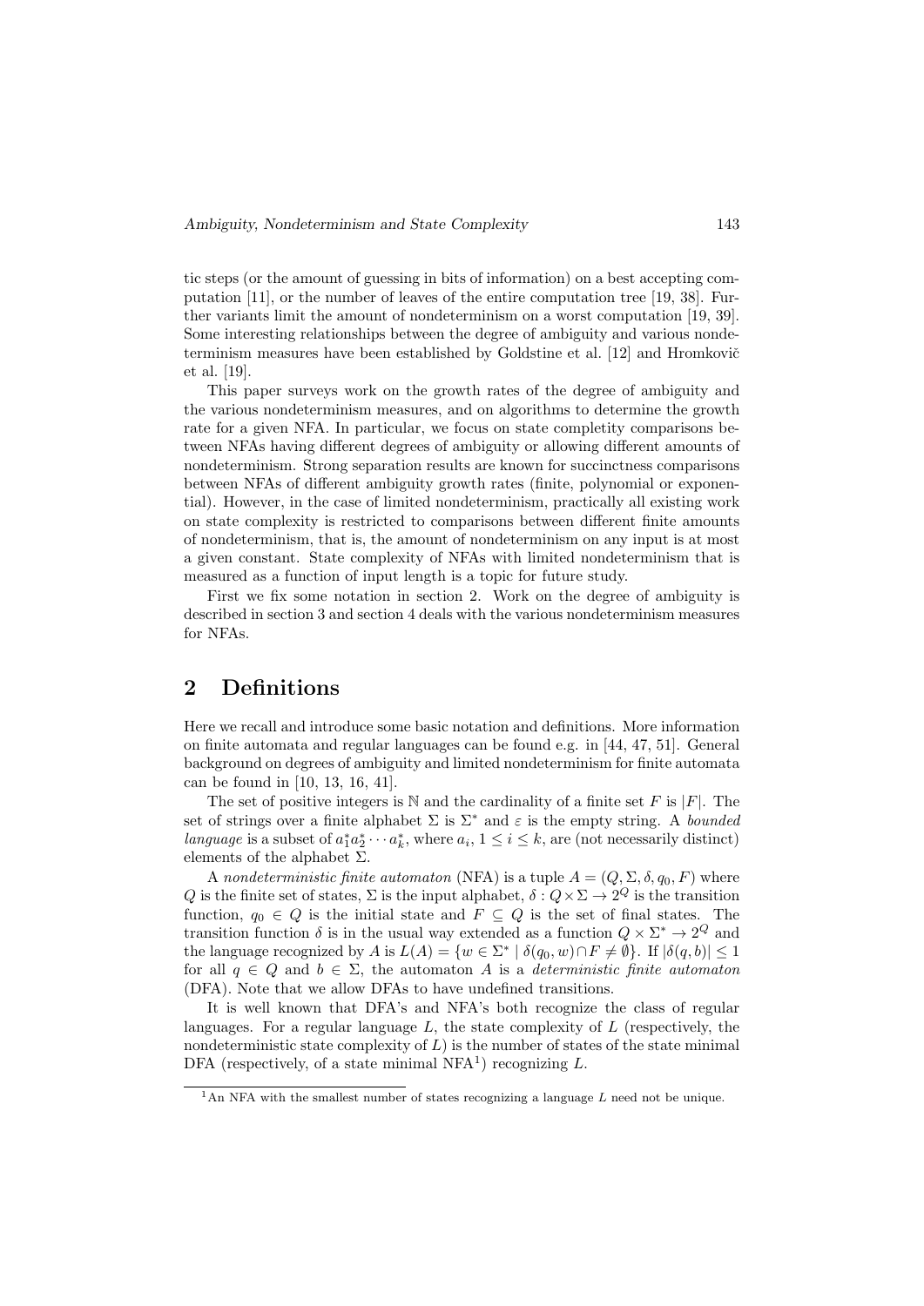tic steps (or the amount of guessing in bits of information) on a best accepting computation [11], or the number of leaves of the entire computation tree [19, 38]. Further variants limit the amount of nondeterminism on a worst computation [19, 39]. Some interesting relationships between the degree of ambiguity and various nondeterminism measures have been established by Goldstine et al. [12] and Hromkovič et al. [19].

This paper surveys work on the growth rates of the degree of ambiguity and the various nondeterminism measures, and on algorithms to determine the growth rate for a given NFA. In particular, we focus on state completity comparisons between NFAs having different degrees of ambiguity or allowing different amounts of nondeterminism. Strong separation results are known for succinctness comparisons between NFAs of different ambiguity growth rates (finite, polynomial or exponential). However, in the case of limited nondeterminism, practically all existing work on state complexity is restricted to comparisons between different finite amounts of nondeterminism, that is, the amount of nondeterminism on any input is at most a given constant. State complexity of NFAs with limited nondeterminism that is measured as a function of input length is a topic for future study.

First we fix some notation in section 2. Work on the degree of ambiguity is described in section 3 and section 4 deals with the various nondeterminism measures for NFAs.

## 2 Definitions

Here we recall and introduce some basic notation and definitions. More information on finite automata and regular languages can be found e.g. in [44, 47, 51]. General background on degrees of ambiguity and limited nondeterminism for finite automata can be found in [10, 13, 16, 41].

The set of positive integers is $\mathbb{N}$ and the cardinality of a finite set $F$ is $|F|$. The set of strings over a finite alphabet $\Sigma$ is $\Sigma^*$ and $\varepsilon$ is the empty string. A *bounded language* is a subset of $a_1^* a_2^* \cdots a_k^*$, where $a_i$, $1 \leq i \leq k$, are (not necessarily distinct) elements of the alphabet $\Sigma$.

A *nondeterministic finite automaton* (NFA) is a tuple $A = (Q, \Sigma, \delta, q_0, F)$ where $Q$ is the finite set of states, $\Sigma$ is the input alphabet, $\delta : Q \times \Sigma \to 2^Q$ is the transition function, $q_0 \in Q$ is the initial state and $F \subseteq Q$ is the set of final states. The transition function $\delta$ is in the usual way extended as a function $Q \times \Sigma^* \to 2^Q$ and the language recognized by $A$ is $L(A) = \{w \in \Sigma^* \mid \delta(q_0, w) \cap F \neq \emptyset\}$. If $|\delta(q, b)| \leq 1$ for all $q \in Q$ and $b \in \Sigma$, the automaton $A$ is a *deterministic finite automaton* (DFA). Note that we allow DFAs to have undefined transitions.

It is well known that DFA's and NFA's both recognize the class of regular languages. For a regular language $L$, the state complexity of $L$ (respectively, the nondeterministic state complexity of $L$) is the number of states of the state minimal DFA (respectively, of a state minimal NFA[1]) recognizing $L$.

[1] An NFA with the smallest number of states recognizing a language $L$ need not be unique.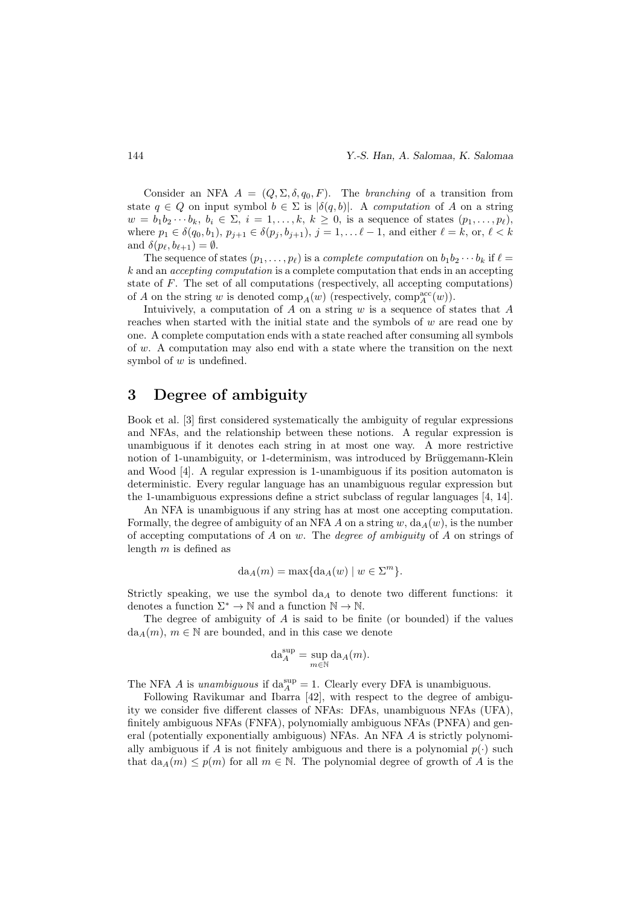Consider an NFA $A = (Q, \Sigma, \delta, q_0, F)$. The *branching* of a transition from state $q \in Q$ on input symbol $b \in \Sigma$ is $|\delta(q, b)|$. A *computation* of $A$ on a string $w = b_1 b_2 \cdots b_k$, $b_i \in \Sigma$, $i = 1, \ldots, k$, $k \geq 0$, is a sequence of states $(p_1, \ldots, p_\ell)$, where $p_1 \in \delta(q_0, b_1)$, $p_{j+1} \in \delta(p_j, b_{j+1})$, $j = 1, \ldots \ell - 1$, and either $\ell = k$, or, $\ell < k$ and $\delta(p_\ell, b_{\ell+1}) = \emptyset$.

The sequence of states $(p_1, \ldots, p_\ell)$ is a *complete computation* on $b_1 b_2 \cdots b_k$ if $\ell = k$ and an *accepting computation* is a complete computation that ends in an accepting state of $F$. The set of all computations (respectively, all accepting computations) of $A$ on the string $w$ is denoted $\text{comp}_A(w)$ (respectively, $\text{comp}_A^{\text{acc}}(w)$).

Intuivively, a computation of $A$ on a string $w$ is a sequence of states that $A$ reaches when started with the initial state and the symbols of $w$ are read one by one. A complete computation ends with a state reached after consuming all symbols of $w$. A computation may also end with a state where the transition on the next symbol of $w$ is undefined.

# 3 Degree of ambiguity

Book et al. [3] first considered systematically the ambiguity of regular expressions and NFAs, and the relationship between these notions. A regular expression is unambiguous if it denotes each string in at most one way. A more restrictive notion of 1-unambiguity, or 1-determinism, was introduced by Brüggemann-Klein and Wood [4]. A regular expression is 1-unambiguous if its position automaton is deterministic. Every regular language has an unambiguous regular expression but the 1-unambiguous expressions define a strict subclass of regular languages [4, 14].

An NFA is unambiguous if any string has at most one accepting computation. Formally, the degree of ambiguity of an NFA $A$ on a string $w$, $\text{da}_A(w)$, is the number of accepting computations of $A$ on $w$. The *degree of ambiguity* of $A$ on strings of length $m$ is defined as

$$\text{da}_A(m) = \max\{\text{da}_A(w) \mid w \in \Sigma^m\}.$$

Strictly speaking, we use the symbol $\text{da}_A$ to denote two different functions: it denotes a function $\Sigma^* \to \mathbb{N}$ and a function $\mathbb{N} \to \mathbb{N}$.

The degree of ambiguity of $A$ is said to be finite (or bounded) if the values $\text{da}_A(m)$, $m \in \mathbb{N}$ are bounded, and in this case we denote

$$\text{da}_A^{\text{sup}} = \sup_{m \in \mathbb{N}} \text{da}_A(m).$$

The NFA $A$ is *unambiguous* if $\text{da}_A^{\text{sup}} = 1$. Clearly every DFA is unambiguous.

Following Ravikumar and Ibarra [42], with respect to the degree of ambiguity we consider five different classes of NFAs: DFAs, unambiguous NFAs (UFA), finitely ambiguous NFAs (FNFA), polynomially ambiguous NFAs (PNFA) and general (potentially exponentially ambiguous) NFAs. An NFA $A$ is strictly polynomially ambiguous if $A$ is not finitely ambiguous and there is a polynomial $p(\cdot)$ such that $\text{da}_A(m) \leq p(m)$ for all $m \in \mathbb{N}$. The polynomial degree of growth of $A$ is the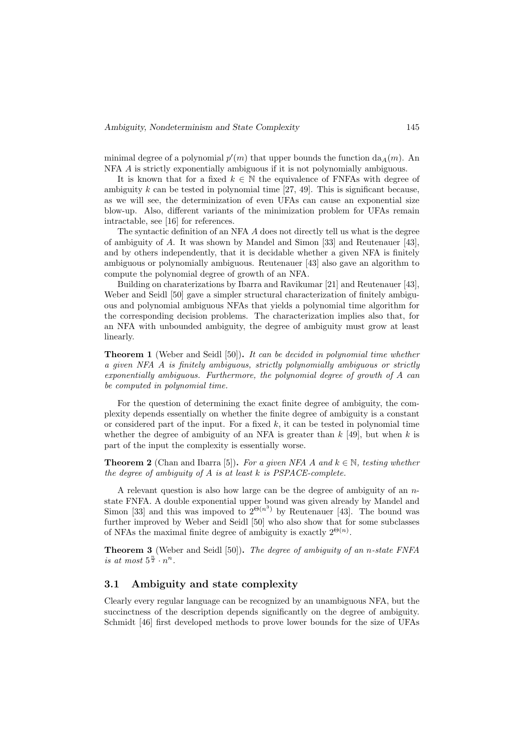minimal degree of a polynomial $p'(m)$ that upper bounds the function $\mathrm{da}_A(m)$. An NFA $A$ is strictly exponentially ambiguous if it is not polynomially ambiguous.

It is known that for a fixed $k \in \mathbb{N}$ the equivalence of FNFAs with degree of ambiguity $k$ can be tested in polynomial time [27, 49]. This is significant because, as we will see, the determinization of even UFAs can cause an exponential size blow-up. Also, different variants of the minimization problem for UFAs remain intractable, see [16] for references.

The syntactic definition of an NFA $A$ does not directly tell us what is the degree of ambiguity of $A$. It was shown by Mandel and Simon [33] and Reutenauer [43], and by others independently, that it is decidable whether a given NFA is finitely ambiguous or polynomially ambiguous. Reutenauer [43] also gave an algorithm to compute the polynomial degree of growth of an NFA.

Building on charaterizations by Ibarra and Ravikumar [21] and Reutenauer [43], Weber and Seidl [50] gave a simpler structural characterization of finitely ambiguous and polynomial ambiguous NFAs that yields a polynomial time algorithm for the corresponding decision problems. The characterization implies also that, for an NFA with unbounded ambiguity, the degree of ambiguity must grow at least linearly.

**Theorem 1** (Weber and Seidl [50])**.** *It can be decided in polynomial time whether a given NFA $A$ is finitely ambiguous, strictly polynomially ambiguous or strictly exponentially ambiguous. Furthermore, the polynomial degree of growth of $A$ can be computed in polynomial time.*

For the question of determining the exact finite degree of ambiguity, the complexity depends essentially on whether the finite degree of ambiguity is a constant or considered part of the input. For a fixed $k$, it can be tested in polynomial time whether the degree of ambiguity of an NFA is greater than $k$ [49], but when $k$ is part of the input the complexity is essentially worse.

**Theorem 2** (Chan and Ibarra [5])**.** *For a given NFA $A$ and $k \in \mathbb{N}$, testing whether the degree of ambiguity of $A$ is at least $k$ is PSPACE-complete.*

A relevant question is also how large can be the degree of ambiguity of an $n$-state FNFA. A double exponential upper bound was given already by Mandel and Simon [33] and this was impoved to $2^{\Theta(n^3)}$ by Reutenauer [43]. The bound was further improved by Weber and Seidl [50] who also show that for some subclasses of NFAs the maximal finite degree of ambiguity is exactly $2^{\Theta(n)}$.

**Theorem 3** (Weber and Seidl [50])**.** *The degree of ambiguity of an $n$-state FNFA is at most $5^{\frac{n}{2}} \cdot n^n$.*

## 3.1 Ambiguity and state complexity

Clearly every regular language can be recognized by an unambiguous NFA, but the succinctness of the description depends significantly on the degree of ambiguity. Schmidt [46] first developed methods to prove lower bounds for the size of UFAs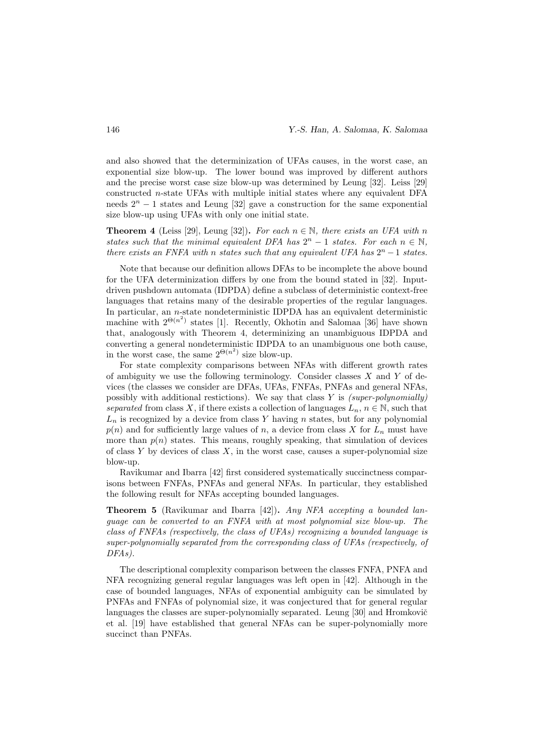and also showed that the determinization of UFAs causes, in the worst case, an exponential size blow-up. The lower bound was improved by different authors and the precise worst case size blow-up was determined by Leung [32]. Leiss [29] constructed $n$-state UFAs with multiple initial states where any equivalent DFA needs $2^n - 1$ states and Leung [32] gave a construction for the same exponential size blow-up using UFAs with only one initial state.

**Theorem 4** (Leiss [29], Leung [32])**.** *For each $n \in \mathbb{N}$, there exists an UFA with $n$ states such that the minimal equivalent DFA has $2^n - 1$ states. For each $n \in \mathbb{N}$, there exists an FNFA with $n$ states such that any equivalent UFA has $2^n - 1$ states.*

Note that because our definition allows DFAs to be incomplete the above bound for the UFA determinization differs by one from the bound stated in [32]. Input-driven pushdown automata (IDPDA) define a subclass of deterministic context-free languages that retains many of the desirable properties of the regular languages. In particular, an $n$-state nondeterministic IDPDA has an equivalent deterministic machine with $2^{\Theta(n^2)}$ states [1]. Recently, Okhotin and Salomaa [36] have shown that, analogously with Theorem 4, determinizing an unambiguous IDPDA and converting a general nondeterministic IDPDA to an unambiguous one both cause, in the worst case, the same $2^{\Theta(n^2)}$ size blow-up.

For state complexity comparisons between NFAs with different growth rates of ambiguity we use the following terminology. Consider classes $X$ and $Y$ of devices (the classes we consider are DFAs, UFAs, FNFAs, PNFAs and general NFAs, possibly with additional restrictions). We say that class $Y$ is *(super-polynomially) separated* from class $X$, if there exists a collection of languages $L_n$, $n \in \mathbb{N}$, such that $L_n$ is recognized by a device from class $Y$ having $n$ states, but for any polynomial $p(n)$ and for sufficiently large values of $n$, a device from class $X$ for $L_n$ must have more than $p(n)$ states. This means, roughly speaking, that simulation of devices of class $Y$ by devices of class $X$, in the worst case, causes a super-polynomial size blow-up.

Ravikumar and Ibarra [42] first considered systematically succinctness comparisons between FNFAs, PNFAs and general NFAs. In particular, they established the following result for NFAs accepting bounded languages.

**Theorem 5** (Ravikumar and Ibarra [42])**.** *Any NFA accepting a bounded language can be converted to an FNFA with at most polynomial size blow-up. The class of FNFAs (respectively, the class of UFAs) recognizing a bounded language is super-polynomially separated from the corresponding class of UFAs (respectively, of DFAs).*

The descriptional complexity comparison between the classes FNFA, PNFA and NFA recognizing general regular languages was left open in [42]. Although in the case of bounded languages, NFAs of exponential ambiguity can be simulated by PNFAs and FNFAs of polynomial size, it was conjectured that for general regular languages the classes are super-polynomially separated. Leung [30] and Hromkovič et al. [19] have established that general NFAs can be super-polynomially more succinct than PNFAs.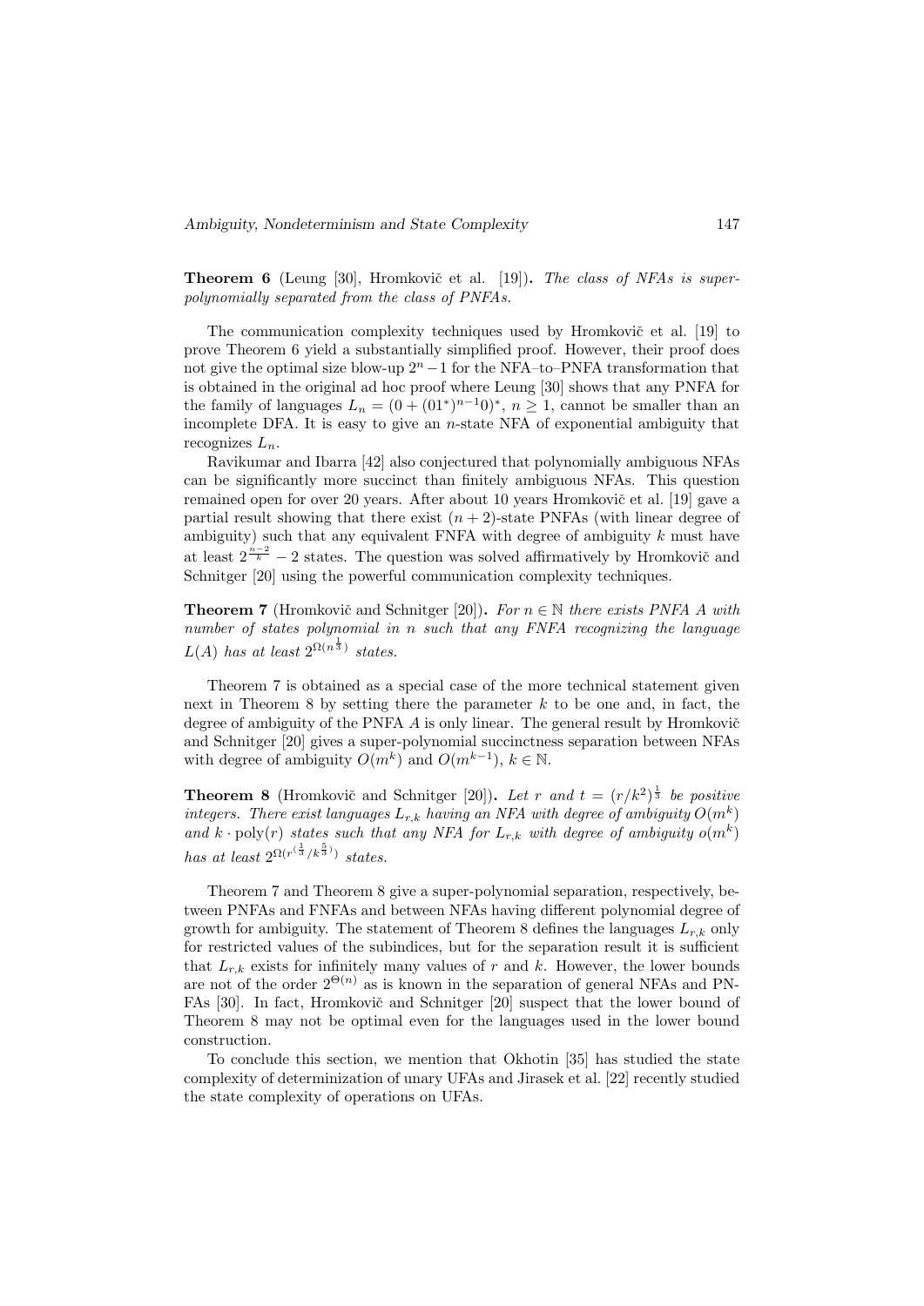**Theorem 6** (Leung [30], Hromkovič et al. [19]). *The class of NFAs is super-polynomially separated from the class of PNFAs.*

The communication complexity techniques used by Hromkovič et al. [19] to prove Theorem 6 yield a substantially simplified proof. However, their proof does not give the optimal size blow-up $2^n - 1$ for the NFA–to–PNFA transformation that is obtained in the original ad hoc proof where Leung [30] shows that any PNFA for the family of languages $L_n = (0 + (01^*)^{n-1}0)^*$, $n \geq 1$, cannot be smaller than an incomplete DFA. It is easy to give an $n$-state NFA of exponential ambiguity that recognizes $L_n$.

Ravikumar and Ibarra [42] also conjectured that polynomially ambiguous NFAs can be significantly more succinct than finitely ambiguous NFAs. This question remained open for over 20 years. After about 10 years Hromkovič et al. [19] gave a partial result showing that there exist $(n+2)$-state PNFAs (with linear degree of ambiguity) such that any equivalent FNFA with degree of ambiguity $k$ must have at least $2^{\frac{n-2}{k}} - 2$ states. The question was solved affirmatively by Hromkovič and Schnitger [20] using the powerful communication complexity techniques.

**Theorem 7** (Hromkovič and Schnitger [20]). *For $n \in \mathbb{N}$ there exists PNFA $A$ with number of states polynomial in $n$ such that any FNFA recognizing the language $L(A)$ has at least $2^{\Omega(n^{\frac{1}{3}})}$ states.*

Theorem 7 is obtained as a special case of the more technical statement given next in Theorem 8 by setting there the parameter $k$ to be one and, in fact, the degree of ambiguity of the PNFA $A$ is only linear. The general result by Hromkovič and Schnitger [20] gives a super-polynomial succinctness separation between NFAs with degree of ambiguity $O(m^k)$ and $O(m^{k-1})$, $k \in \mathbb{N}$.

**Theorem 8** (Hromkovič and Schnitger [20]). *Let $r$ and $t = (r/k^2)^{\frac{1}{3}}$ be positive integers. There exist languages $L_{r,k}$ having an NFA with degree of ambiguity $O(m^k)$ and $k \cdot \mathrm{poly}(r)$ states such that any NFA for $L_{r,k}$ with degree of ambiguity $o(m^k)$ has at least $2^{\Omega(r^{(\frac{1}{3}} / k^{\frac{5}{3}})}$ states.*

Theorem 7 and Theorem 8 give a super-polynomial separation, respectively, between PNFAs and FNFAs and between NFAs having different polynomial degree of growth for ambiguity. The statement of Theorem 8 defines the languages $L_{r,k}$ only for restricted values of the subindices, but for the separation result it is sufficient that $L_{r,k}$ exists for infinitely many values of $r$ and $k$. However, the lower bounds are not of the order $2^{\Theta(n)}$ as is known in the separation of general NFAs and PNFAs [30]. In fact, Hromkovič and Schnitger [20] suspect that the lower bound of Theorem 8 may not be optimal even for the languages used in the lower bound construction.

To conclude this section, we mention that Okhotin [35] has studied the state complexity of determinization of unary UFAs and Jirasek et al. [22] recently studied the state complexity of operations on UFAs.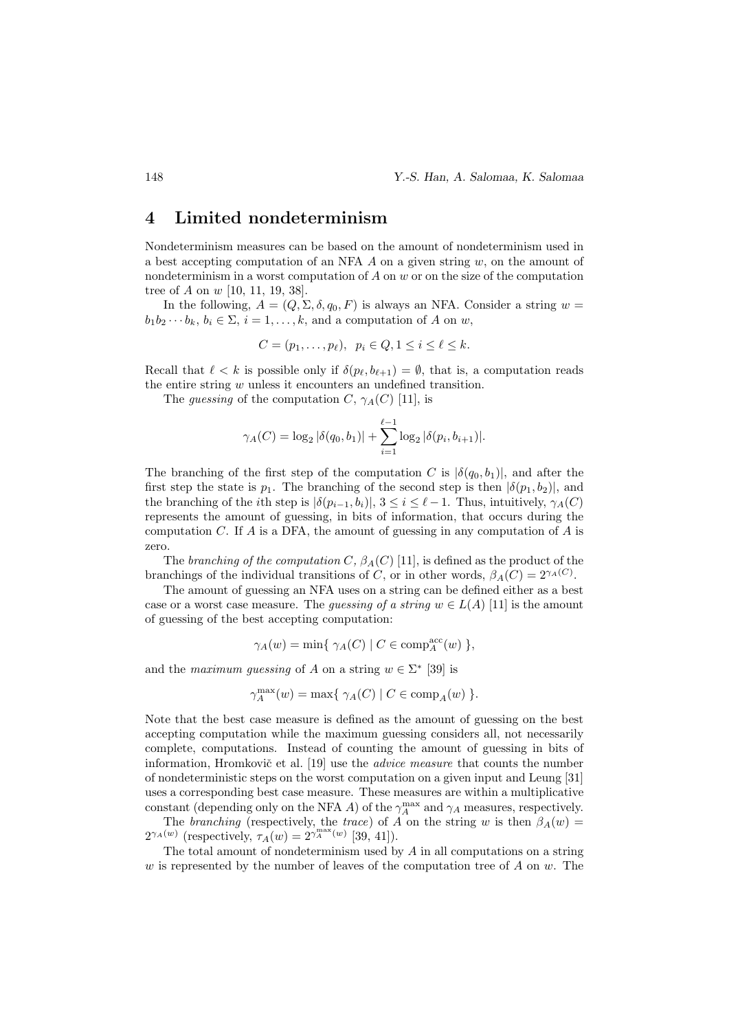## 4 Limited nondeterminism

Nondeterminism measures can be based on the amount of nondeterminism used in a best accepting computation of an NFA $A$ on a given string $w$, on the amount of nondeterminism in a worst computation of $A$ on $w$ or on the size of the computation tree of $A$ on $w$ [10, 11, 19, 38].

In the following, $A = (Q, \Sigma, \delta, q_0, F)$ is always an NFA. Consider a string $w = b_1 b_2 \cdots b_k$, $b_i \in \Sigma$, $i = 1, \ldots, k$, and a computation of $A$ on $w$,

$$C = (p_1, \ldots, p_\ell), \;\; p_i \in Q, 1 \leq i \leq \ell \leq k.$$

Recall that $\ell < k$ is possible only if $\delta(p_\ell, b_{\ell+1}) = \emptyset$, that is, a computation reads the entire string $w$ unless it encounters an undefined transition.

The *guessing* of the computation $C$, $\gamma_A(C)$ [11], is

$$\gamma_A(C) = \log_2 |\delta(q_0, b_1)| + \sum_{i=1}^{\ell-1} \log_2 |\delta(p_i, b_{i+1})|.$$

The branching of the first step of the computation $C$ is $|\delta(q_0, b_1)|$, and after the first step the state is $p_1$. The branching of the second step is then $|\delta(p_1, b_2)|$, and the branching of the $i$th step is $|\delta(p_{i-1}, b_i)|$, $3 \leq i \leq \ell - 1$. Thus, intuitively, $\gamma_A(C)$ represents the amount of guessing, in bits of information, that occurs during the computation $C$. If $A$ is a DFA, the amount of guessing in any computation of $A$ is zero.

The *branching of the computation* $C$, $\beta_A(C)$ [11], is defined as the product of the branchings of the individual transitions of $C$, or in other words, $\beta_A(C) = 2^{\gamma_A(C)}$.

The amount of guessing an NFA uses on a string can be defined either as a best case or a worst case measure. The *guessing of a string* $w \in L(A)$ [11] is the amount of guessing of the best accepting computation:

$$\gamma_A(w) = \min\{ \gamma_A(C) \mid C \in \mathrm{comp}_A^{\mathrm{acc}}(w) \},$$

and the *maximum guessing* of $A$ on a string $w \in \Sigma^*$ [39] is

$$\gamma_A^{\max}(w) = \max\{ \gamma_A(C) \mid C \in \mathrm{comp}_A(w) \}.$$

Note that the best case measure is defined as the amount of guessing on the best accepting computation while the maximum guessing considers all, not necessarily complete, computations. Instead of counting the amount of guessing in bits of information, Hromkovič et al. [19] use the *advice measure* that counts the number of nondeterministic steps on the worst computation on a given input and Leung [31] uses a corresponding best case measure. These measures are within a multiplicative constant (depending only on the NFA $A$) of the $\gamma_A^{\max}$ and $\gamma_A$ measures, respectively.

The *branching* (respectively, the *trace*) of $A$ on the string $w$ is then $\beta_A(w) = 2^{\gamma_A(w)}$ (respectively, $\tau_A(w) = 2^{\gamma_A^{\max}(w)}$ [39, 41]).

The total amount of nondeterminism used by $A$ in all computations on a string $w$ is represented by the number of leaves of the computation tree of $A$ on $w$. The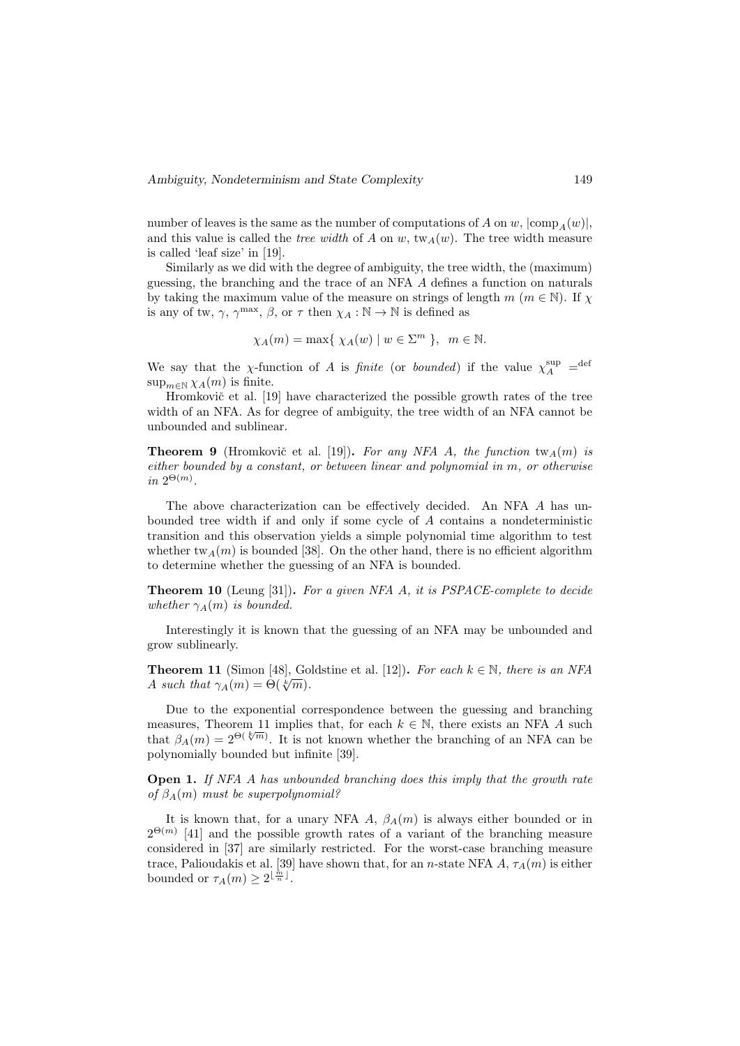number of leaves is the same as the number of computations of $A$ on $w$, $|\text{comp}_A(w)|$, and this value is called the *tree width* of $A$ on $w$, $\text{tw}_A(w)$. The tree width measure is called 'leaf size' in [19].

Similarly as we did with the degree of ambiguity, the tree width, the (maximum) guessing, the branching and the trace of an NFA $A$ defines a function on naturals by taking the maximum value of the measure on strings of length $m$ ($m \in \mathbb{N}$). If $\chi$ is any of tw, $\gamma$, $\gamma^{\max}$, $\beta$, or $\tau$ then $\chi_A : \mathbb{N} \to \mathbb{N}$ is defined as

$$\chi_A(m) = \max\{\ \chi_A(w) \mid w \in \Sigma^m\ \},\ \ m \in \mathbb{N}.$$

We say that the $\chi$-function of $A$ is *finite* (or *bounded*) if the value $\chi_A^{\sup} =^{\text{def}} \sup_{m\in\mathbb{N}} \chi_A(m)$ is finite.

Hromkovič et al. [19] have characterized the possible growth rates of the tree width of an NFA. As for degree of ambiguity, the tree width of an NFA cannot be unbounded and sublinear.

**Theorem 9** (Hromkovič et al. [19])**.** *For any NFA $A$, the function $\text{tw}_A(m)$ is either bounded by a constant, or between linear and polynomial in $m$, or otherwise in $2^{\Theta(m)}$.*

The above characterization can be effectively decided. An NFA $A$ has unbounded tree width if and only if some cycle of $A$ contains a nondeterministic transition and this observation yields a simple polynomial time algorithm to test whether $\text{tw}_A(m)$ is bounded [38]. On the other hand, there is no efficient algorithm to determine whether the guessing of an NFA is bounded.

**Theorem 10** (Leung [31])**.** *For a given NFA $A$, it is PSPACE-complete to decide whether $\gamma_A(m)$ is bounded.*

Interestingly it is known that the guessing of an NFA may be unbounded and grow sublinearly.

**Theorem 11** (Simon [48], Goldstine et al. [12])**.** *For each $k \in \mathbb{N}$, there is an NFA $A$ such that $\gamma_A(m) = \Theta(\sqrt[k]{m})$.*

Due to the exponential correspondence between the guessing and branching measures, Theorem 11 implies that, for each $k \in \mathbb{N}$, there exists an NFA $A$ such that $\beta_A(m) = 2^{\Theta(\sqrt[k]{m})}$. It is not known whether the branching of an NFA can be polynomially bounded but infinite [39].

**Open 1.** *If NFA $A$ has unbounded branching does this imply that the growth rate of $\beta_A(m)$ must be superpolynomial?*

It is known that, for a unary NFA $A$, $\beta_A(m)$ is always either bounded or in $2^{\Theta(m)}$ [41] and the possible growth rates of a variant of the branching measure considered in [37] are similarly restricted. For the worst-case branching measure trace, Palioudakis et al. [39] have shown that, for an $n$-state NFA $A$, $\tau_A(m)$ is either bounded or $\tau_A(m) \geq 2^{\lfloor \frac{m}{n} \rfloor}$.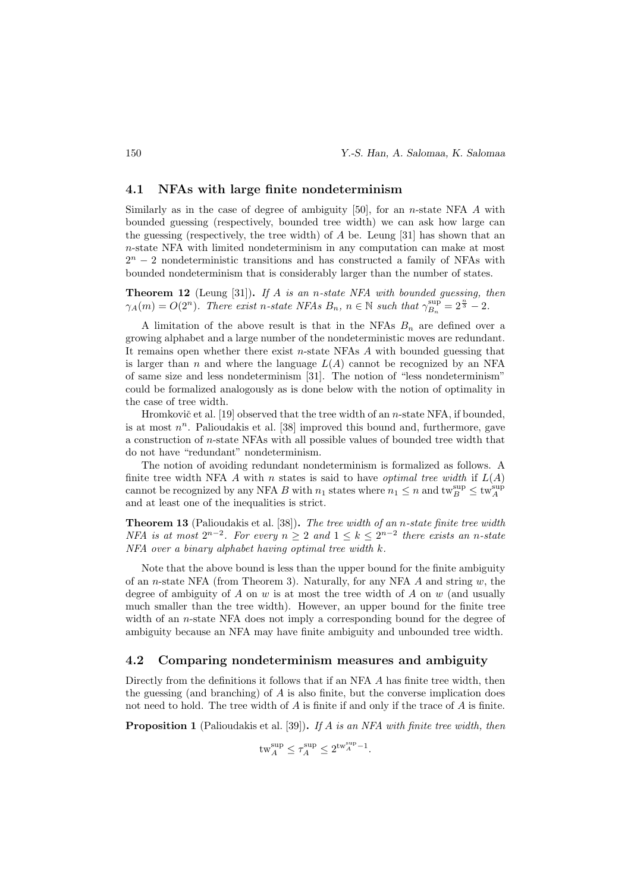### 4.1 NFAs with large finite nondeterminism

Similarly as in the case of degree of ambiguity [50], for an $n$-state NFA $A$ with bounded guessing (respectively, bounded tree width) we can ask how large can the guessing (respectively, the tree width) of $A$ be. Leung [31] has shown that an $n$-state NFA with limited nondeterminism in any computation can make at most $2^n - 2$ nondeterministic transitions and has constructed a family of NFAs with bounded nondeterminism that is considerably larger than the number of states.

**Theorem 12** (Leung [31])**.** *If $A$ is an $n$-state NFA with bounded guessing, then $\gamma_A(m) = O(2^n)$. There exist $n$-state NFAs $B_n$, $n \in \mathbb{N}$ such that $\gamma_{B_n}^{\sup} = 2^{\frac{n}{3}} - 2$.*

A limitation of the above result is that in the NFAs $B_n$ are defined over a growing alphabet and a large number of the nondeterministic moves are redundant. It remains open whether there exist $n$-state NFAs $A$ with bounded guessing that is larger than $n$ and where the language $L(A)$ cannot be recognized by an NFA of same size and less nondeterminism [31]. The notion of "less nondeterminism" could be formalized analogously as is done below with the notion of optimality in the case of tree width.

Hromkovič et al. [19] observed that the tree width of an $n$-state NFA, if bounded, is at most $n^n$. Palioudakis et al. [38] improved this bound and, furthermore, gave a construction of $n$-state NFAs with all possible values of bounded tree width that do not have "redundant" nondeterminism.

The notion of avoiding redundant nondeterminism is formalized as follows. A finite tree width NFA $A$ with $n$ states is said to have *optimal tree width* if $L(A)$ cannot be recognized by any NFA $B$ with $n_1$ states where $n_1 \leq n$ and $\mathrm{tw}_B^{\sup} \leq \mathrm{tw}_A^{\sup}$ and at least one of the inequalities is strict.

**Theorem 13** (Palioudakis et al. [38])**.** *The tree width of an $n$-state finite tree width NFA is at most $2^{n-2}$. For every $n \geq 2$ and $1 \leq k \leq 2^{n-2}$ there exists an $n$-state NFA over a binary alphabet having optimal tree width $k$.*

Note that the above bound is less than the upper bound for the finite ambiguity of an $n$-state NFA (from Theorem 3). Naturally, for any NFA $A$ and string $w$, the degree of ambiguity of $A$ on $w$ is at most the tree width of $A$ on $w$ (and usually much smaller than the tree width). However, an upper bound for the finite tree width of an $n$-state NFA does not imply a corresponding bound for the degree of ambiguity because an NFA may have finite ambiguity and unbounded tree width.

### 4.2 Comparing nondeterminism measures and ambiguity

Directly from the definitions it follows that if an NFA $A$ has finite tree width, then the guessing (and branching) of $A$ is also finite, but the converse implication does not need to hold. The tree width of $A$ is finite if and only if the trace of $A$ is finite.

**Proposition 1** (Palioudakis et al. [39])**.** *If $A$ is an NFA with finite tree width, then*

$$\mathrm{tw}_A^{\sup} \leq \tau_A^{\sup} \leq 2^{\mathrm{tw}_A^{\sup} - 1}.$$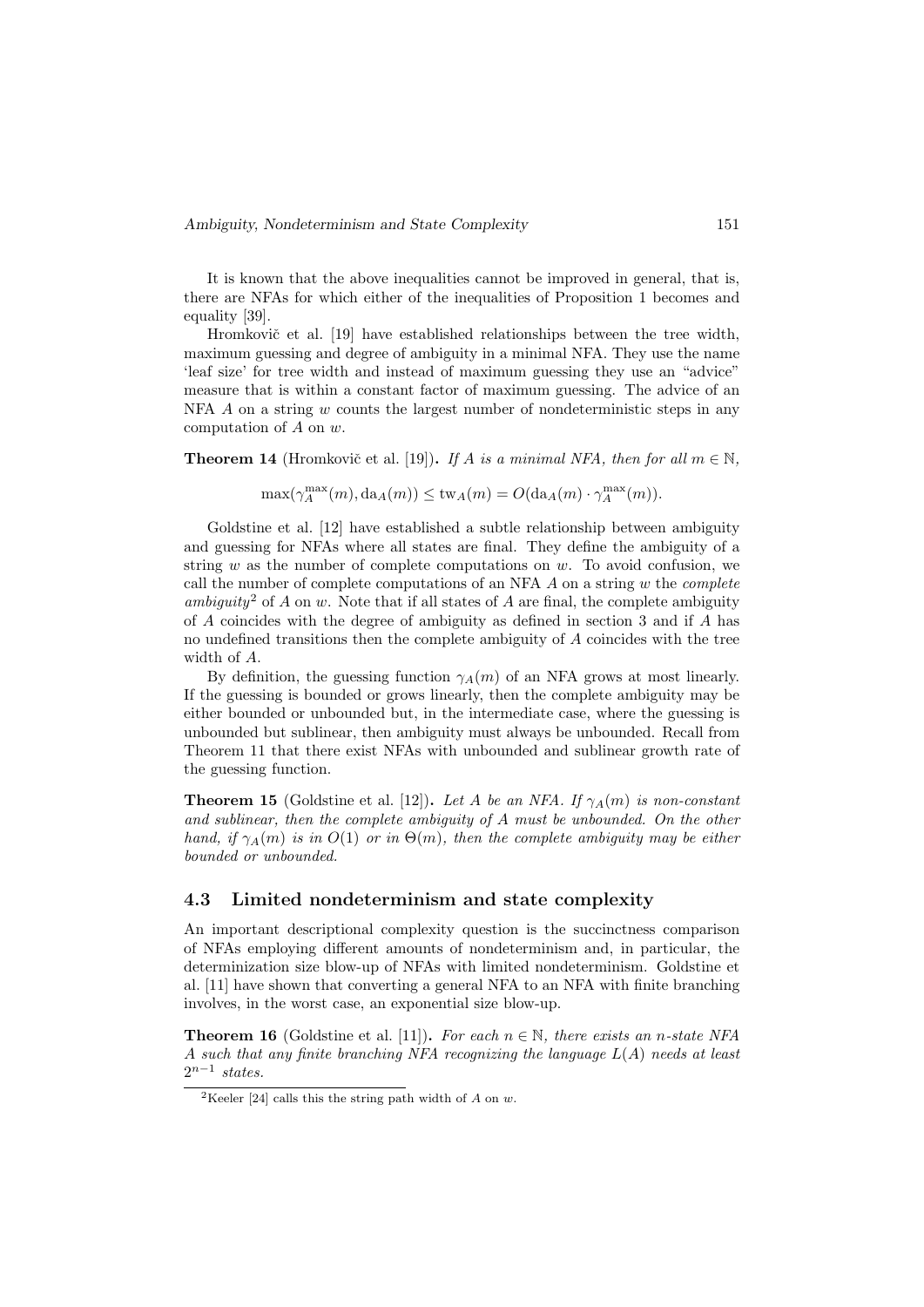It is known that the above inequalities cannot be improved in general, that is, there are NFAs for which either of the inequalities of Proposition 1 becomes and equality [39].

Hromkovič et al. [19] have established relationships between the tree width, maximum guessing and degree of ambiguity in a minimal NFA. They use the name 'leaf size' for tree width and instead of maximum guessing they use an "advice" measure that is within a constant factor of maximum guessing. The advice of an NFA $A$ on a string $w$ counts the largest number of nondeterministic steps in any computation of $A$ on $w$.

**Theorem 14** (Hromkovič et al. [19]). *If $A$ is a minimal NFA, then for all $m \in \mathbb{N}$,*

$$\max(\gamma_A^{\max}(m), \mathrm{da}_A(m)) \leq \mathrm{tw}_A(m) = O(\mathrm{da}_A(m) \cdot \gamma_A^{\max}(m)).$$

Goldstine et al. [12] have established a subtle relationship between ambiguity and guessing for NFAs where all states are final. They define the ambiguity of a string $w$ as the number of complete computations on $w$. To avoid confusion, we call the number of complete computations of an NFA $A$ on a string $w$ the *complete ambiguity*[2] of $A$ on $w$. Note that if all states of $A$ are final, the complete ambiguity of $A$ coincides with the degree of ambiguity as defined in section 3 and if $A$ has no undefined transitions then the complete ambiguity of $A$ coincides with the tree width of $A$.

By definition, the guessing function $\gamma_A(m)$ of an NFA grows at most linearly. If the guessing is bounded or grows linearly, then the complete ambiguity may be either bounded or unbounded but, in the intermediate case, where the guessing is unbounded but sublinear, then ambiguity must always be unbounded. Recall from Theorem 11 that there exist NFAs with unbounded and sublinear growth rate of the guessing function.

**Theorem 15** (Goldstine et al. [12]). *Let $A$ be an NFA. If $\gamma_A(m)$ is non-constant and sublinear, then the complete ambiguity of $A$ must be unbounded. On the other hand, if $\gamma_A(m)$ is in $O(1)$ or in $\Theta(m)$, then the complete ambiguity may be either bounded or unbounded.*

### 4.3 Limited nondeterminism and state complexity

An important descriptional complexity question is the succinctness comparison of NFAs employing different amounts of nondeterminism and, in particular, the determinization size blow-up of NFAs with limited nondeterminism. Goldstine et al. [11] have shown that converting a general NFA to an NFA with finite branching involves, in the worst case, an exponential size blow-up.

**Theorem 16** (Goldstine et al. [11]). *For each $n \in \mathbb{N}$, there exists an $n$-state NFA $A$ such that any finite branching NFA recognizing the language $L(A)$ needs at least $2^{n-1}$ states.*

[2] Keeler [24] calls this the string path width of $A$ on $w$.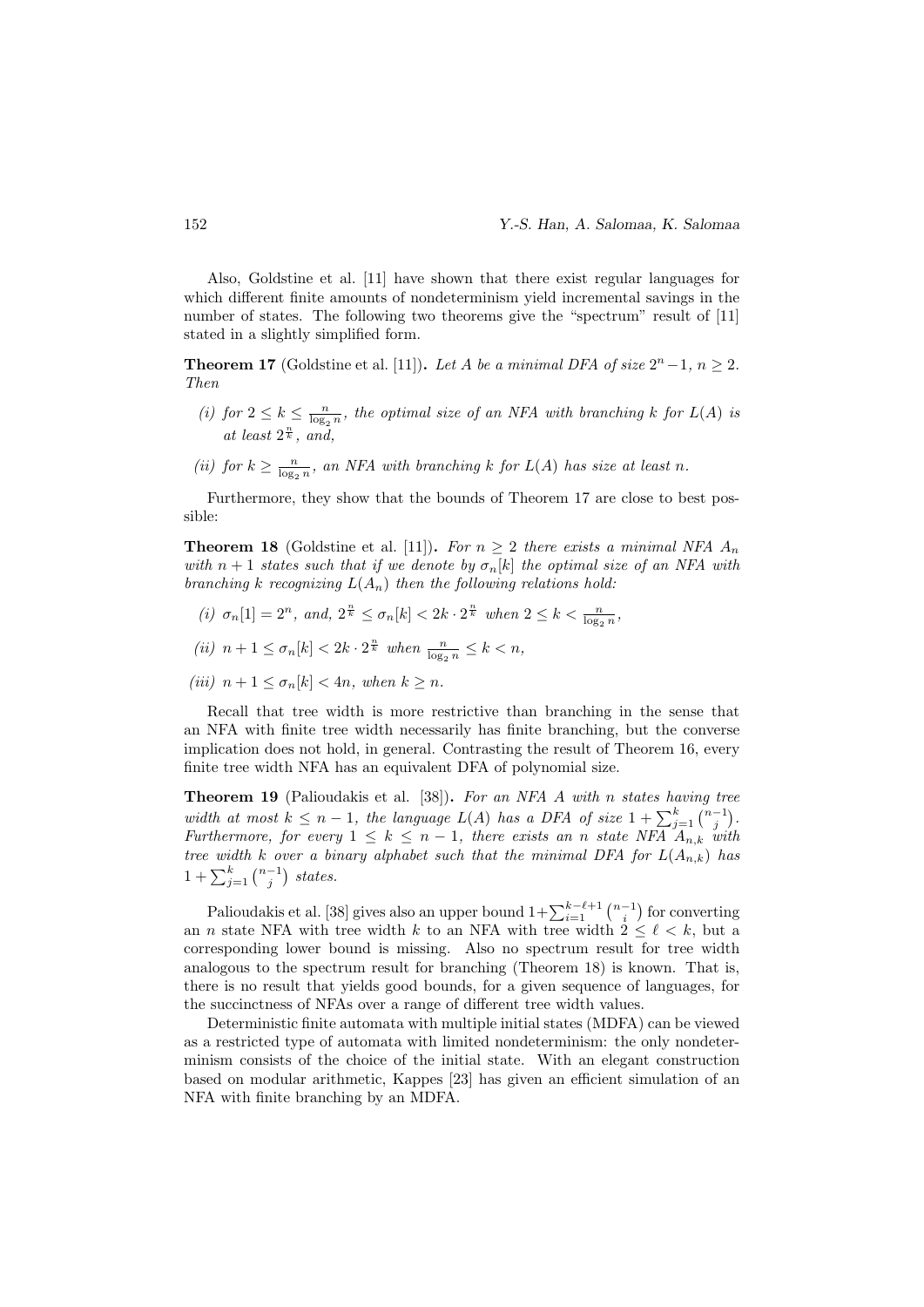Also, Goldstine et al. [11] have shown that there exist regular languages for which different finite amounts of nondeterminism yield incremental savings in the number of states. The following two theorems give the "spectrum" result of [11] stated in a slightly simplified form.

**Theorem 17** (Goldstine et al. [11])**.** *Let $A$ be a minimal DFA of size $2^n - 1$, $n \geq 2$. Then*

- *(i) for $2 \leq k \leq \frac{n}{\log_2 n}$, the optimal size of an NFA with branching $k$ for $L(A)$ is at least $2^{\frac{n}{k}}$, and,*
- *(ii) for $k \geq \frac{n}{\log_2 n}$, an NFA with branching $k$ for $L(A)$ has size at least $n$.*

Furthermore, they show that the bounds of Theorem 17 are close to best possible:

**Theorem 18** (Goldstine et al. [11])**.** *For $n \geq 2$ there exists a minimal NFA $A_n$ with $n+1$ states such that if we denote by $\sigma_n[k]$ the optimal size of an NFA with branching $k$ recognizing $L(A_n)$ then the following relations hold:*

- *(i) $\sigma_n[1] = 2^n$, and, $2^{\frac{n}{k}} \leq \sigma_n[k] < 2k \cdot 2^{\frac{n}{k}}$ when $2 \leq k < \frac{n}{\log_2 n}$,*
- *(ii) $n + 1 \leq \sigma_n[k] < 2k \cdot 2^{\frac{n}{k}}$ when $\frac{n}{\log_2 n} \leq k < n$,*
- *(iii) $n + 1 \leq \sigma_n[k] < 4n$, when $k \geq n$.*

Recall that tree width is more restrictive than branching in the sense that an NFA with finite tree width necessarily has finite branching, but the converse implication does not hold, in general. Contrasting the result of Theorem 16, every finite tree width NFA has an equivalent DFA of polynomial size.

**Theorem 19** (Palioudakis et al. [38])**.** *For an NFA $A$ with $n$ states having tree width at most $k \leq n-1$, the language $L(A)$ has a DFA of size $1 + \sum_{j=1}^{k} \binom{n-1}{j}$. Furthermore, for every $1 \leq k \leq n-1$, there exists an $n$ state NFA $A_{n,k}$ with tree width $k$ over a binary alphabet such that the minimal DFA for $L(A_{n,k})$ has $1 + \sum_{j=1}^{k} \binom{n-1}{j}$ states.*

Palioudakis et al. [38] gives also an upper bound $1 + \sum_{i=1}^{k-\ell+1} \binom{n-1}{i}$ for converting an $n$ state NFA with tree width $k$ to an NFA with tree width $2 \leq \ell < k$, but a corresponding lower bound is missing. Also no spectrum result for tree width analogous to the spectrum result for branching (Theorem 18) is known. That is, there is no result that yields good bounds, for a given sequence of languages, for the succinctness of NFAs over a range of different tree width values.

Deterministic finite automata with multiple initial states (MDFA) can be viewed as a restricted type of automata with limited nondeterminism: the only nondeterminism consists of the choice of the initial state. With an elegant construction based on modular arithmetic, Kappes [23] has given an efficient simulation of an NFA with finite branching by an MDFA.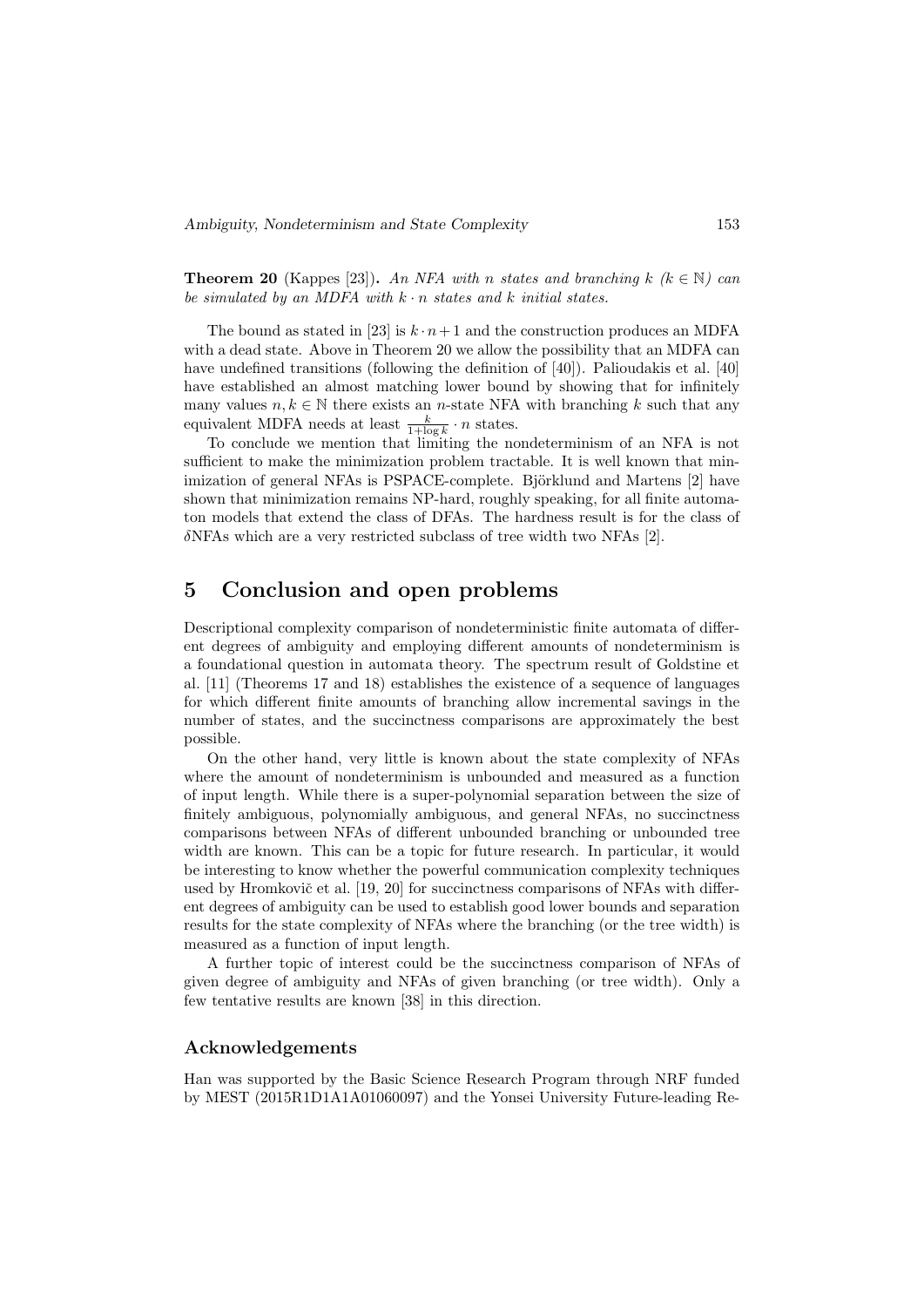**Theorem 20** (Kappes [23]). *An NFA with $n$ states and branching $k$ ($k \in \mathbb{N}$) can be simulated by an MDFA with $k \cdot n$ states and $k$ initial states.*

The bound as stated in [23] is $k \cdot n + 1$ and the construction produces an MDFA with a dead state. Above in Theorem 20 we allow the possibility that an MDFA can have undefined transitions (following the definition of [40]). Palioudakis et al. [40] have established an almost matching lower bound by showing that for infinitely many values $n, k \in \mathbb{N}$ there exists an $n$-state NFA with branching $k$ such that any equivalent MDFA needs at least $\frac{k}{1+\log k} \cdot n$ states.

To conclude we mention that limiting the nondeterminism of an NFA is not sufficient to make the minimization problem tractable. It is well known that minimization of general NFAs is PSPACE-complete. Björklund and Martens [2] have shown that minimization remains NP-hard, roughly speaking, for all finite automaton models that extend the class of DFAs. The hardness result is for the class of $\delta$NFAs which are a very restricted subclass of tree width two NFAs [2].

# 5 Conclusion and open problems

Descriptional complexity comparison of nondeterministic finite automata of different degrees of ambiguity and employing different amounts of nondeterminism is a foundational question in automata theory. The spectrum result of Goldstine et al. [11] (Theorems 17 and 18) establishes the existence of a sequence of languages for which different finite amounts of branching allow incremental savings in the number of states, and the succinctness comparisons are approximately the best possible.

On the other hand, very little is known about the state complexity of NFAs where the amount of nondeterminism is unbounded and measured as a function of input length. While there is a super-polynomial separation between the size of finitely ambiguous, polynomially ambiguous, and general NFAs, no succinctness comparisons between NFAs of different unbounded branching or unbounded tree width are known. This can be a topic for future research. In particular, it would be interesting to know whether the powerful communication complexity techniques used by Hromkovič et al. [19, 20] for succinctness comparisons of NFAs with different degrees of ambiguity can be used to establish good lower bounds and separation results for the state complexity of NFAs where the branching (or the tree width) is measured as a function of input length.

A further topic of interest could be the succinctness comparison of NFAs of given degree of ambiguity and NFAs of given branching (or tree width). Only a few tentative results are known [38] in this direction.

## Acknowledgements

Han was supported by the Basic Science Research Program through NRF funded by MEST (2015R1D1A1A01060097) and the Yonsei University Future-leading Re-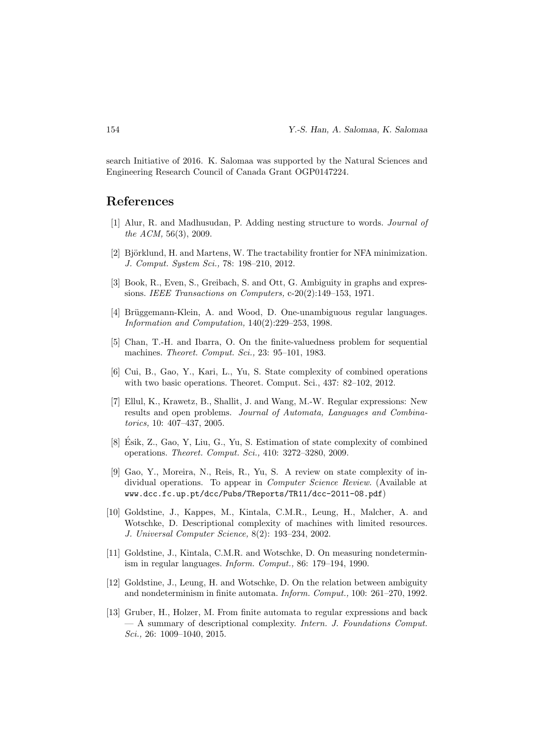search Initiative of 2016. K. Salomaa was supported by the Natural Sciences and Engineering Research Council of Canada Grant OGP0147224.

## References

[1] Alur, R. and Madhusudan, P. Adding nesting structure to words. *Journal of the ACM,* 56(3), 2009.

[2] Björklund, H. and Martens, W. The tractability frontier for NFA minimization. *J. Comput. System Sci.,* 78: 198–210, 2012.

[3] Book, R., Even, S., Greibach, S. and Ott, G. Ambiguity in graphs and expressions. *IEEE Transactions on Computers,* c-20(2):149–153, 1971.

[4] Brüggemann-Klein, A. and Wood, D. One-unambiguous regular languages. *Information and Computation,* 140(2):229–253, 1998.

[5] Chan, T.-H. and Ibarra, O. On the finite-valuedness problem for sequential machines. *Theoret. Comput. Sci.,* 23: 95–101, 1983.

[6] Cui, B., Gao, Y., Kari, L., Yu, S. State complexity of combined operations with two basic operations. Theoret. Comput. Sci., 437: 82–102, 2012.

[7] Ellul, K., Krawetz, B., Shallit, J. and Wang, M.-W. Regular expressions: New results and open problems. *Journal of Automata, Languages and Combinatorics,* 10: 407–437, 2005.

[8] Ésik, Z., Gao, Y, Liu, G., Yu, S. Estimation of state complexity of combined operations. *Theoret. Comput. Sci.,* 410: 3272–3280, 2009.

[9] Gao, Y., Moreira, N., Reis, R., Yu, S. A review on state complexity of individual operations. To appear in *Computer Science Review.* (Available at www.dcc.fc.up.pt/dcc/Pubs/TReports/TR11/dcc-2011-08.pdf)

[10] Goldstine, J., Kappes, M., Kintala, C.M.R., Leung, H., Malcher, A. and Wotschke, D. Descriptional complexity of machines with limited resources. *J. Universal Computer Science,* 8(2): 193–234, 2002.

[11] Goldstine, J., Kintala, C.M.R. and Wotschke, D. On measuring nondeterminism in regular languages. *Inform. Comput.,* 86: 179–194, 1990.

[12] Goldstine, J., Leung, H. and Wotschke, D. On the relation between ambiguity and nondeterminism in finite automata. *Inform. Comput.,* 100: 261–270, 1992.

[13] Gruber, H., Holzer, M. From finite automata to regular expressions and back — A summary of descriptional complexity. *Intern. J. Foundations Comput. Sci.,* 26: 1009–1040, 2015.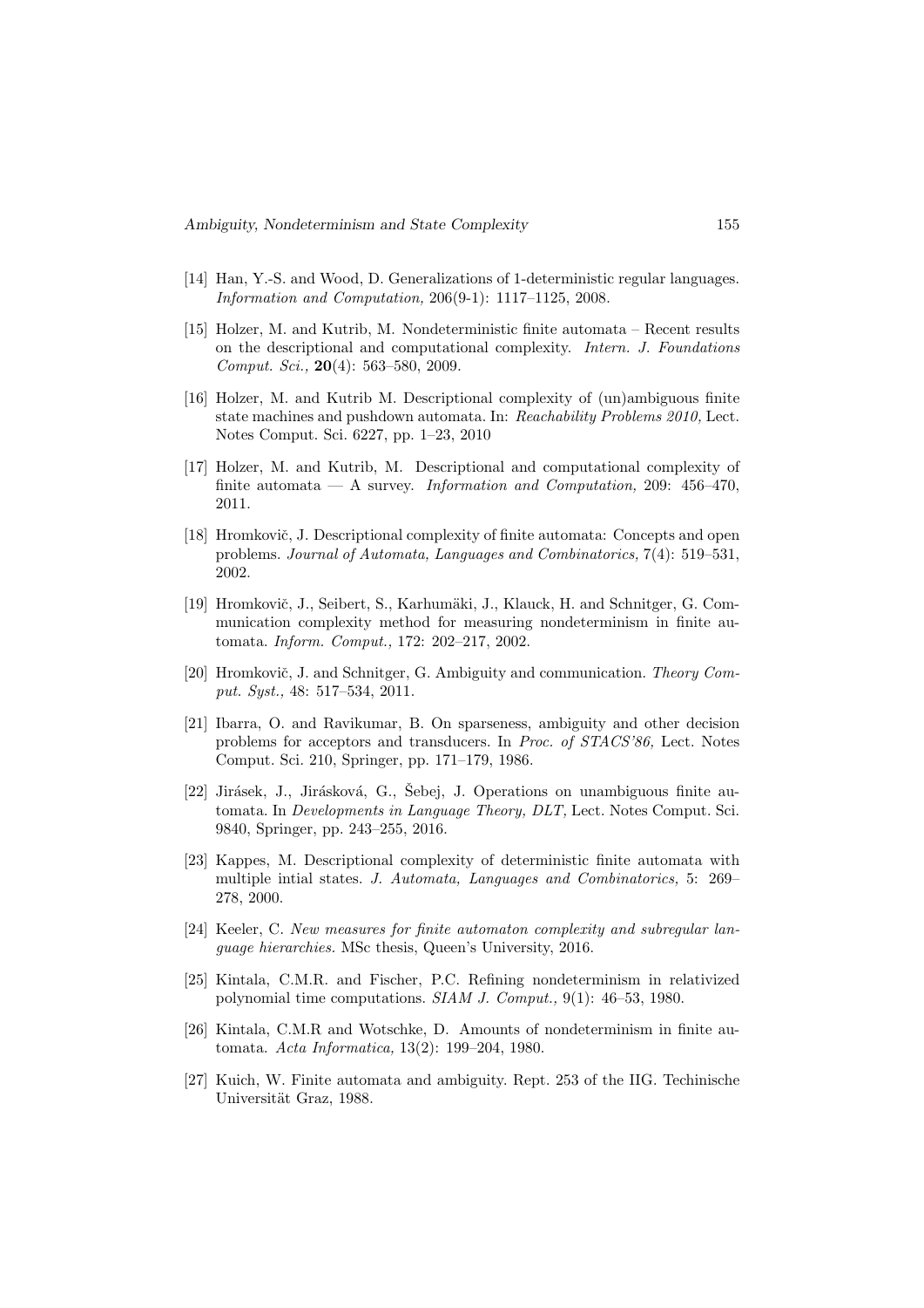[14] Han, Y.-S. and Wood, D. Generalizations of 1-deterministic regular languages. *Information and Computation,* 206(9-1): 1117–1125, 2008.

[15] Holzer, M. and Kutrib, M. Nondeterministic finite automata – Recent results on the descriptional and computational complexity. *Intern. J. Foundations Comput. Sci.,* **20**(4): 563–580, 2009.

[16] Holzer, M. and Kutrib M. Descriptional complexity of (un)ambiguous finite state machines and pushdown automata. In: *Reachability Problems 2010,* Lect. Notes Comput. Sci. 6227, pp. 1–23, 2010

[17] Holzer, M. and Kutrib, M. Descriptional and computational complexity of finite automata — A survey. *Information and Computation,* 209: 456–470, 2011.

[18] Hromkovič, J. Descriptional complexity of finite automata: Concepts and open problems. *Journal of Automata, Languages and Combinatorics,* 7(4): 519–531, 2002.

[19] Hromkovič, J., Seibert, S., Karhumäki, J., Klauck, H. and Schnitger, G. Communication complexity method for measuring nondeterminism in finite automata. *Inform. Comput.,* 172: 202–217, 2002.

[20] Hromkovič, J. and Schnitger, G. Ambiguity and communication. *Theory Comput. Syst.,* 48: 517–534, 2011.

[21] Ibarra, O. and Ravikumar, B. On sparseness, ambiguity and other decision problems for acceptors and transducers. In *Proc. of STACS'86,* Lect. Notes Comput. Sci. 210, Springer, pp. 171–179, 1986.

[22] Jirásek, J., Jirásková, G., Šebej, J. Operations on unambiguous finite automata. In *Developments in Language Theory, DLT,* Lect. Notes Comput. Sci. 9840, Springer, pp. 243–255, 2016.

[23] Kappes, M. Descriptional complexity of deterministic finite automata with multiple intial states. *J. Automata, Languages and Combinatorics,* 5: 269–278, 2000.

[24] Keeler, C. *New measures for finite automaton complexity and subregular language hierarchies.* MSc thesis, Queen's University, 2016.

[25] Kintala, C.M.R. and Fischer, P.C. Refining nondeterminism in relativized polynomial time computations. *SIAM J. Comput.,* 9(1): 46–53, 1980.

[26] Kintala, C.M.R and Wotschke, D. Amounts of nondeterminism in finite automata. *Acta Informatica,* 13(2): 199–204, 1980.

[27] Kuich, W. Finite automata and ambiguity. Rept. 253 of the IIG. Techinische Universität Graz, 1988.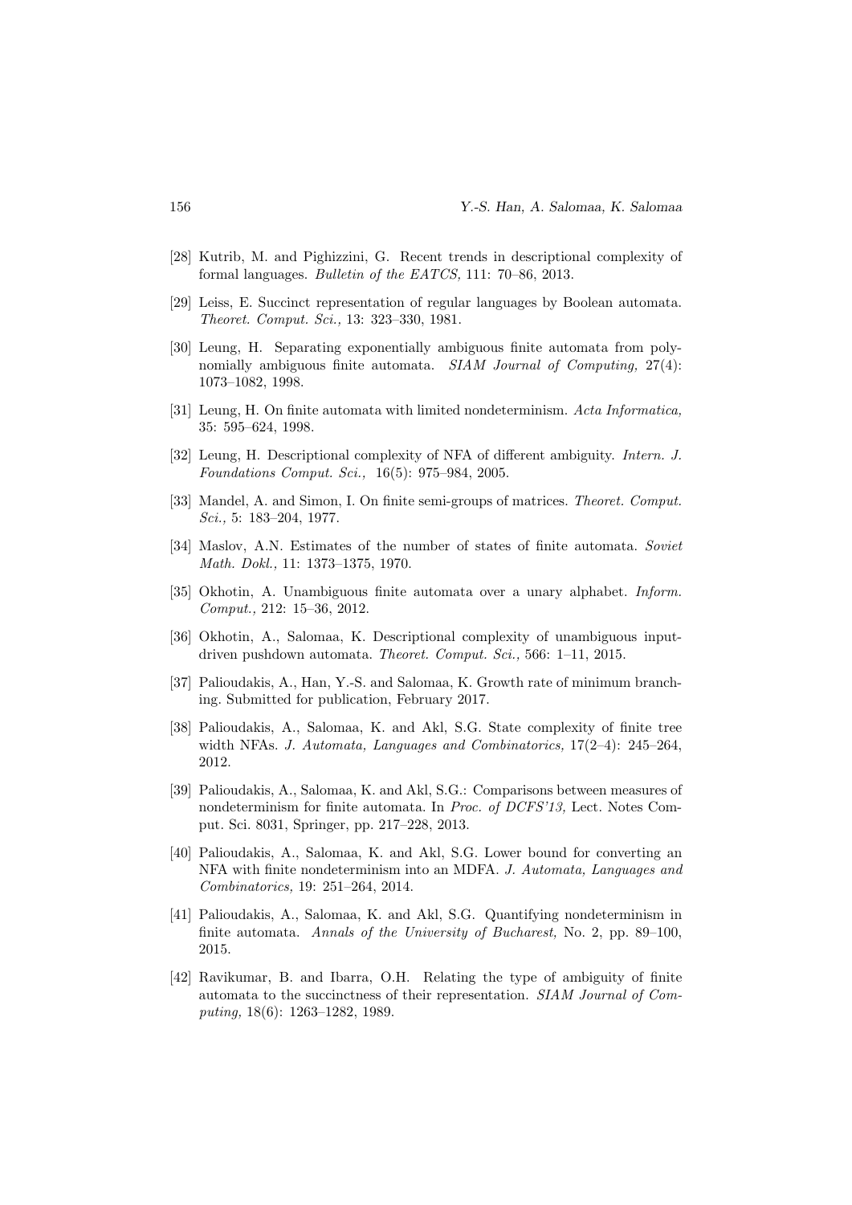[28] Kutrib, M. and Pighizzini, G. Recent trends in descriptional complexity of formal languages. *Bulletin of the EATCS,* 111: 70–86, 2013.

[29] Leiss, E. Succinct representation of regular languages by Boolean automata. *Theoret. Comput. Sci.,* 13: 323–330, 1981.

[30] Leung, H. Separating exponentially ambiguous finite automata from polynomially ambiguous finite automata. *SIAM Journal of Computing,* 27(4): 1073–1082, 1998.

[31] Leung, H. On finite automata with limited nondeterminism. *Acta Informatica,* 35: 595–624, 1998.

[32] Leung, H. Descriptional complexity of NFA of different ambiguity. *Intern. J. Foundations Comput. Sci.,* 16(5): 975–984, 2005.

[33] Mandel, A. and Simon, I. On finite semi-groups of matrices. *Theoret. Comput. Sci.,* 5: 183–204, 1977.

[34] Maslov, A.N. Estimates of the number of states of finite automata. *Soviet Math. Dokl.,* 11: 1373–1375, 1970.

[35] Okhotin, A. Unambiguous finite automata over a unary alphabet. *Inform. Comput.,* 212: 15–36, 2012.

[36] Okhotin, A., Salomaa, K. Descriptional complexity of unambiguous input-driven pushdown automata. *Theoret. Comput. Sci.,* 566: 1–11, 2015.

[37] Palioudakis, A., Han, Y.-S. and Salomaa, K. Growth rate of minimum branching. Submitted for publication, February 2017.

[38] Palioudakis, A., Salomaa, K. and Akl, S.G. State complexity of finite tree width NFAs. *J. Automata, Languages and Combinatorics,* 17(2–4): 245–264, 2012.

[39] Palioudakis, A., Salomaa, K. and Akl, S.G.: Comparisons between measures of nondeterminism for finite automata. In *Proc. of DCFS'13,* Lect. Notes Comput. Sci. 8031, Springer, pp. 217–228, 2013.

[40] Palioudakis, A., Salomaa, K. and Akl, S.G. Lower bound for converting an NFA with finite nondeterminism into an MDFA. *J. Automata, Languages and Combinatorics,* 19: 251–264, 2014.

[41] Palioudakis, A., Salomaa, K. and Akl, S.G. Quantifying nondeterminism in finite automata. *Annals of the University of Bucharest,* No. 2, pp. 89–100, 2015.

[42] Ravikumar, B. and Ibarra, O.H. Relating the type of ambiguity of finite automata to the succinctness of their representation. *SIAM Journal of Computing,* 18(6): 1263–1282, 1989.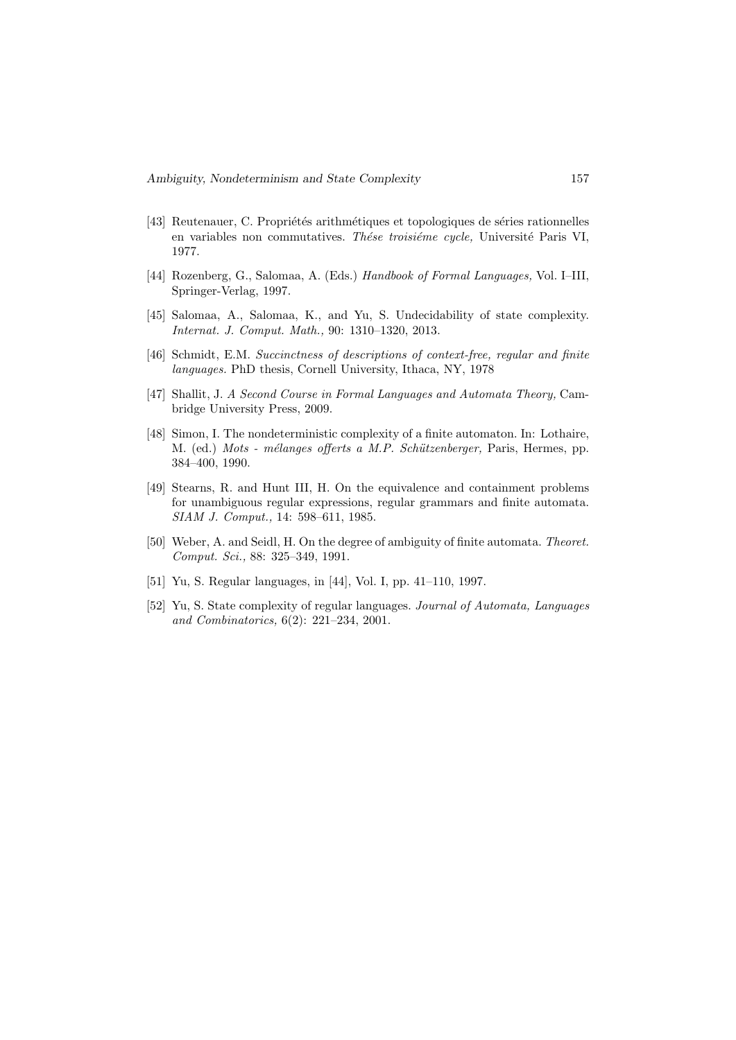[43] Reutenauer, C. Propriétés arithmétiques et topologiques de séries rationnelles en variables non commutatives. *Thése troisiéme cycle,* Université Paris VI, 1977.

[44] Rozenberg, G., Salomaa, A. (Eds.) *Handbook of Formal Languages,* Vol. I–III, Springer-Verlag, 1997.

[45] Salomaa, A., Salomaa, K., and Yu, S. Undecidability of state complexity. *Internat. J. Comput. Math.,* 90: 1310–1320, 2013.

[46] Schmidt, E.M. *Succinctness of descriptions of context-free, regular and finite languages.* PhD thesis, Cornell University, Ithaca, NY, 1978

[47] Shallit, J. *A Second Course in Formal Languages and Automata Theory,* Cambridge University Press, 2009.

[48] Simon, I. The nondeterministic complexity of a finite automaton. In: Lothaire, M. (ed.) *Mots - mélanges offerts a M.P. Schützenberger,* Paris, Hermes, pp. 384–400, 1990.

[49] Stearns, R. and Hunt III, H. On the equivalence and containment problems for unambiguous regular expressions, regular grammars and finite automata. *SIAM J. Comput.,* 14: 598–611, 1985.

[50] Weber, A. and Seidl, H. On the degree of ambiguity of finite automata. *Theoret. Comput. Sci.,* 88: 325–349, 1991.

[51] Yu, S. Regular languages, in [44], Vol. I, pp. 41–110, 1997.

[52] Yu, S. State complexity of regular languages. *Journal of Automata, Languages and Combinatorics,* 6(2): 221–234, 2001.